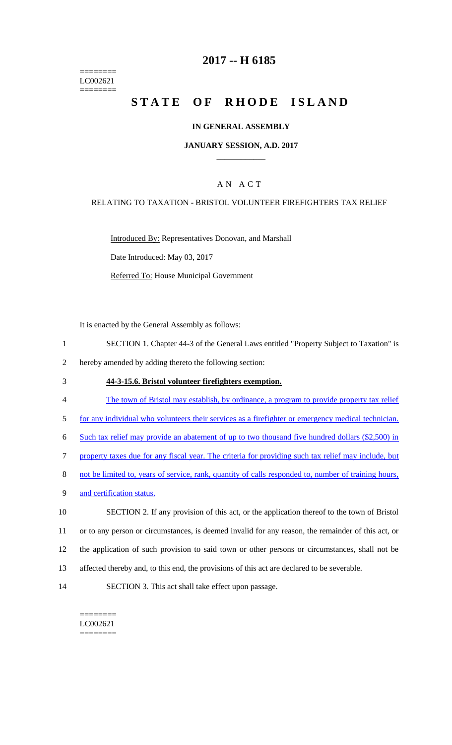========
LC002621
========

# 2017 -- H 6185

# STATE OF RHODE ISLAND

### IN GENERAL ASSEMBLY

### JANUARY SESSION, A.D. 2017

## A N A C T

RELATING TO TAXATION - BRISTOL VOLUNTEER FIREFIGHTERS TAX RELIEF

Introduced By: Representatives Donovan, and Marshall

Date Introduced: May 03, 2017

Referred To: House Municipal Government

It is enacted by the General Assembly as follows:

1 SECTION 1. Chapter 44-3 of the General Laws entitled "Property Subject to Taxation" is
2 hereby amended by adding thereto the following section:

3 **44-3-15.6. Bristol volunteer firefighters exemption.**

4 The town of Bristol may establish, by ordinance, a program to provide property tax relief
5 for any individual who volunteers their services as a firefighter or emergency medical technician.
6 Such tax relief may provide an abatement of up to two thousand five hundred dollars ($2,500) in
7 property taxes due for any fiscal year. The criteria for providing such tax relief may include, but
8 not be limited to, years of service, rank, quantity of calls responded to, number of training hours,
9 and certification status.

10 SECTION 2. If any provision of this act, or the application thereof to the town of Bristol
11 or to any person or circumstances, is deemed invalid for any reason, the remainder of this act, or
12 the application of such provision to said town or other persons or circumstances, shall not be
13 affected thereby and, to this end, the provisions of this act are declared to be severable.

14 SECTION 3. This act shall take effect upon passage.

========
LC002621
========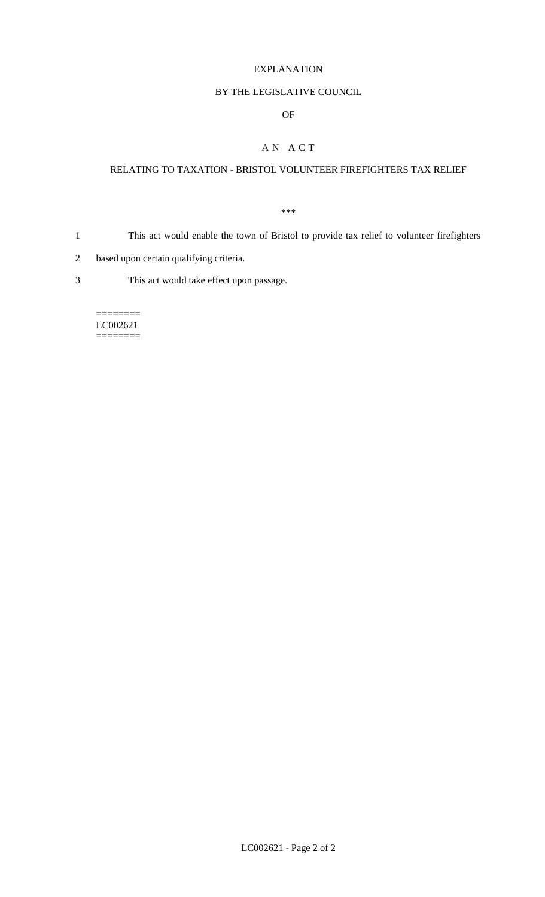EXPLANATION

BY THE LEGISLATIVE COUNCIL

OF

A N A C T

RELATING TO TAXATION - BRISTOL VOLUNTEER FIREFIGHTERS TAX RELIEF

***

1 This act would enable the town of Bristol to provide tax relief to volunteer firefighters
2 based upon certain qualifying criteria.
3 This act would take effect upon passage.

========
LC002621
========